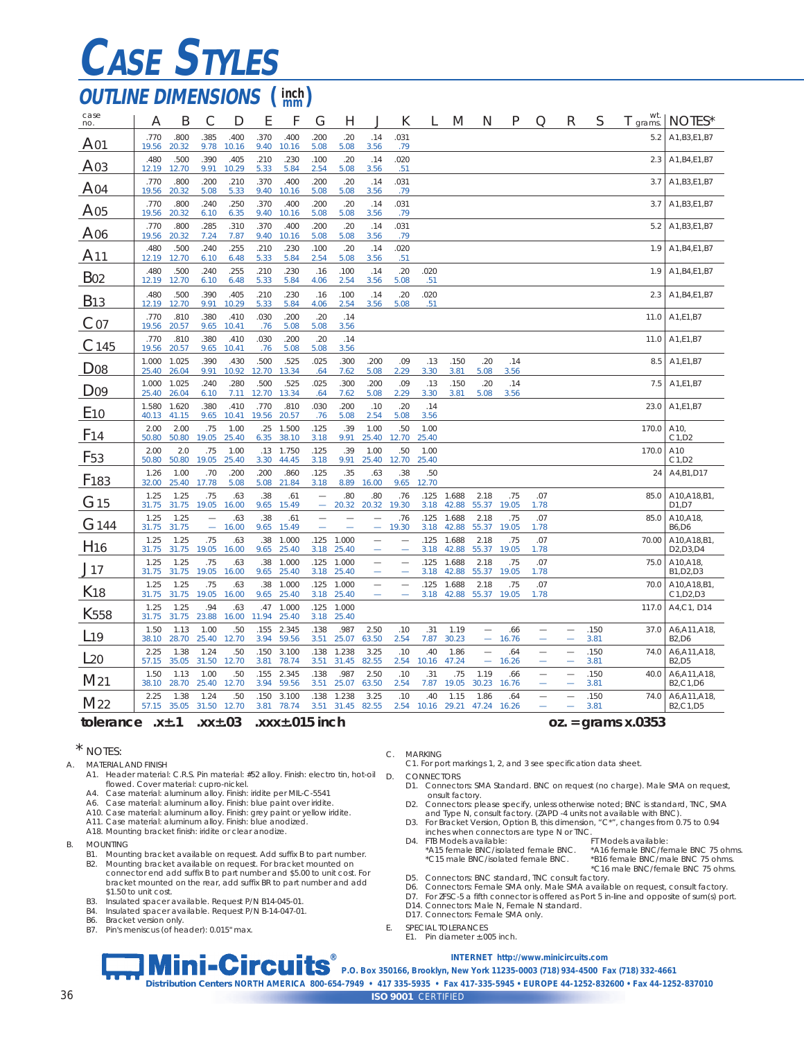# CASE STYLES

## OUTLINE DIMENSIONS ( inch / mm )

| case no. | A | B | C | D | E | F | G | H | J | K | L | M | N | P | Q | R | S | T | wt. grams | NOTES* |
|---|---|---|---|---|---|---|---|---|---|---|---|---|---|---|---|---|---|---|---|---|
| A01 | .770<br>19.56 | .800<br>20.32 | .385<br>9.78 | .400<br>10.16 | .370<br>9.40 | .400<br>10.16 | .200<br>5.08 | .20<br>5.08 | .14<br>3.56 | .031<br>.79 | | | | | | | | | 5.2 | A1,B3,E1,B7 |
| A03 | .480<br>12.19 | .500<br>12.70 | .390<br>9.91 | .405<br>10.29 | .210<br>5.33 | .230<br>5.84 | .100<br>2.54 | .20<br>5.08 | .14<br>3.56 | .020<br>.51 | | | | | | | | | 2.3 | A1,B4,E1,B7 |
| A04 | .770<br>19.56 | .800<br>20.32 | .200<br>5.08 | .210<br>5.33 | .370<br>9.40 | .400<br>10.16 | .200<br>5.08 | .20<br>5.08 | .14<br>3.56 | .031<br>.79 | | | | | | | | | 3.7 | A1,B3,E1,B7 |
| A05 | .770<br>19.56 | .800<br>20.32 | .240<br>6.10 | .250<br>6.35 | .370<br>9.40 | .400<br>10.16 | .200<br>5.08 | .20<br>5.08 | .14<br>3.56 | .031<br>.79 | | | | | | | | | 3.7 | A1,B3,E1,B7 |
| A06 | .770<br>19.56 | .800<br>20.32 | .285<br>7.24 | .310<br>7.87 | .370<br>9.40 | .400<br>10.16 | .200<br>5.08 | .20<br>5.08 | .14<br>3.56 | .031<br>.79 | | | | | | | | | 5.2 | A1,B3,E1,B7 |
| A11 | .480<br>12.19 | .500<br>12.70 | .240<br>6.10 | .255<br>6.48 | .210<br>5.33 | .230<br>5.84 | .100<br>2.54 | .20<br>5.08 | .14<br>3.56 | .020<br>.51 | | | | | | | | | 1.9 | A1,B4,E1,B7 |
| B02 | .480<br>12.19 | .500<br>12.70 | .240<br>6.10 | .255<br>6.48 | .210<br>5.33 | .230<br>5.84 | .16<br>4.06 | .100<br>2.54 | .14<br>3.56 | .20<br>5.08 | .020<br>.51 | | | | | | | | 1.9 | A1,B4,E1,B7 |
| B13 | .480<br>12.19 | .500<br>12.70 | .390<br>9.91 | .405<br>10.29 | .210<br>5.33 | .230<br>5.84 | .16<br>4.06 | .100<br>2.54 | .14<br>3.56 | .20<br>5.08 | .020<br>.51 | | | | | | | | 2.3 | A1,B4,E1,B7 |
| C07 | .770<br>19.56 | .810<br>20.57 | .380<br>9.65 | .410<br>10.41 | .030<br>.76 | .200<br>5.08 | .20<br>5.08 | .14<br>3.56 | | | | | | | | | | | 11.0 | A1,E1,B7 |
| C145 | .770<br>19.56 | .810<br>20.57 | .380<br>9.65 | .410<br>10.41 | .030<br>.76 | .200<br>5.08 | .20<br>5.08 | .14<br>3.56 | | | | | | | | | | | 11.0 | A1,E1,B7 |
| D08 | 1.000<br>25.40 | 1.025<br>26.04 | .390<br>9.91 | .430<br>10.92 | .500<br>12.70 | .525<br>13.34 | .025<br>.64 | .300<br>7.62 | .200<br>5.08 | .09<br>2.29 | .13<br>3.30 | .150<br>3.81 | .20<br>5.08 | .14<br>3.56 | | | | | 8.5 | A1,E1,B7 |
| D09 | 1.000<br>25.40 | 1.025<br>26.04 | .240<br>6.10 | .280<br>7.11 | .500<br>12.70 | .525<br>13.34 | .025<br>.64 | .300<br>7.62 | .200<br>5.08 | .09<br>2.29 | .13<br>3.30 | .150<br>3.81 | .20<br>5.08 | .14<br>3.56 | | | | | 7.5 | A1,E1,B7 |
| E10 | 1.580<br>40.13 | 1.620<br>41.15 | .380<br>9.65 | .410<br>10.41 | .770<br>19.56 | .810<br>20.57 | .030<br>.76 | .200<br>5.08 | .10<br>2.54 | .20<br>5.08 | .14<br>3.56 | | | | | | | | 23.0 | A1,E1,B7 |
| F14 | 2.00<br>50.80 | 2.00<br>50.80 | .75<br>19.05 | 1.00<br>25.40 | .25<br>6.35 | 1.500<br>38.10 | .125<br>3.18 | .39<br>9.91 | 1.00<br>25.40 | .50<br>12.70 | 1.00<br>25.40 | | | | | | | | 170.0 | A10, C1,D2 |
| F53 | 2.00<br>50.80 | 2.0<br>50.80 | .75<br>19.05 | 1.00<br>25.40 | .13<br>3.30 | 1.750<br>44.45 | .125<br>3.18 | .39<br>9.91 | 1.00<br>25.40 | .50<br>12.70 | 1.00<br>25.40 | | | | | | | | 170.0 | A10 C1,D2 |
| F183 | 1.26<br>32.00 | 1.00<br>25.40 | .70<br>17.78 | .200<br>5.08 | .200<br>5.08 | .860<br>21.84 | .125<br>3.18 | .35<br>8.89 | .63<br>16.00 | .38<br>9.65 | .50<br>12.70 | | | | | | | | 24 | A4,B1,D17 |
| G15 | 1.25<br>31.75 | 1.25<br>31.75 | .75<br>19.05 | .63<br>16.00 | .38<br>9.65 | .61<br>15.49 | —<br>— | .80<br>20.32 | .80<br>20.32 | .76<br>19.30 | .125<br>3.18 | 1.688<br>42.88 | 2.18<br>55.37 | .75<br>19.05 | .07<br>1.78 | | | | 85.0 | A10,A18,B1, D1,D7 |
| G144 | 1.25<br>31.75 | 1.25<br>31.75 | —<br>— | .63<br>16.00 | .38<br>9.65 | .61<br>15.49 | —<br>— | —<br>— | —<br>— | .76<br>19.30 | .125<br>3.18 | 1.688<br>42.88 | 2.18<br>55.37 | .75<br>19.05 | .07<br>1.78 | | | | 85.0 | A10,A18, B6,D6 |
| H16 | 1.25<br>31.75 | 1.25<br>31.75 | .75<br>19.05 | .63<br>16.00 | .38<br>9.65 | 1.000<br>25.40 | .125<br>3.18 | 1.000<br>25.40 | —<br>— | —<br>— | .125<br>3.18 | 1.688<br>42.88 | 2.18<br>55.37 | .75<br>19.05 | .07<br>1.78 | | | | 70.00 | A10,A18,B1, D2,D3,D4 |
| J17 | 1.25<br>31.75 | 1.25<br>31.75 | .75<br>19.05 | .63<br>16.00 | .38<br>9.65 | 1.000<br>25.40 | .125<br>3.18 | 1.000<br>25.40 | —<br>— | —<br>— | .125<br>3.18 | 1.688<br>42.88 | 2.18<br>55.37 | .75<br>19.05 | .07<br>1.78 | | | | 75.0 | A10,A18, B1,D2,D3 |
| K18 | 1.25<br>31.75 | 1.25<br>31.75 | .75<br>19.05 | .63<br>16.00 | .38<br>9.65 | 1.000<br>25.40 | .125<br>3.18 | 1.000<br>25.40 | —<br>— | —<br>— | .125<br>3.18 | 1.688<br>42.88 | 2.18<br>55.37 | .75<br>19.05 | .07<br>1.78 | | | | 70.0 | A10,A18,B1, C1,D2,D3 |
| K558 | 1.25<br>31.75 | 1.25<br>31.75 | .94<br>23.88 | .63<br>16.00 | .47<br>11.94 | 1.000<br>25.40 | .125<br>3.18 | 1.000<br>25.40 | | | | | | | | | | | 117.0 | A4,C1, D14 |
| L19 | 1.50<br>38.10 | 1.13<br>28.70 | 1.00<br>25.40 | .50<br>12.70 | .155<br>3.94 | 2.345<br>59.56 | .138<br>3.51 | .987<br>25.07 | 2.50<br>63.50 | .10<br>2.54 | .31<br>7.87 | 1.19<br>30.23 | —<br>— | .66<br>16.76 | —<br>— | —<br>— | .150<br>3.81 | | 37.0 | A6,A11,A18, B2,D6 |
| L20 | 2.25<br>57.15 | 1.38<br>35.05 | 1.24<br>31.50 | .50<br>12.70 | .150<br>3.81 | 3.100<br>78.74 | .138<br>3.51 | 1.238<br>31.45 | 3.25<br>82.55 | .10<br>2.54 | .40<br>10.16 | 1.86<br>47.24 | —<br>— | .64<br>16.26 | —<br>— | —<br>— | .150<br>3.81 | | 74.0 | A6,A11,A18, B2,D5 |
| M21 | 1.50<br>38.10 | 1.13<br>28.70 | 1.00<br>25.40 | .50<br>12.70 | .155<br>3.94 | 2.345<br>59.56 | .138<br>3.51 | .987<br>25.07 | 2.50<br>63.50 | .10<br>2.54 | .31<br>7.87 | .75<br>19.05 | 1.19<br>30.23 | .66<br>16.76 | —<br>— | —<br>— | .150<br>3.81 | | 40.0 | A6,A11,A18, B2,C1,D6 |
| M22 | 2.25<br>57.15 | 1.38<br>35.05 | 1.24<br>31.50 | .50<br>12.70 | .150<br>3.81 | 3.100<br>78.74 | .138<br>3.51 | 1.238<br>31.45 | 3.25<br>82.55 | .10<br>2.54 | .40<br>10.16 | 1.15<br>29.21 | 1.86<br>47.24 | .64<br>16.26 | —<br>— | —<br>— | .150<br>3.81 | | 74.0 | A6,A11,A18, B2,C1,D5 |

**tolerance .x±.1 .xx±.03 .xxx±.015 inch** **oz. = grams x.0353**

\* NOTES:

A. MATERIAL AND FINISH
- A1. Header material: C.R.S. Pin material: #52 alloy. Finish: electro tin, hot-oil flowed. Cover material: cupro-nickel.
- A4. Case material: aluminum alloy. Finish: iridite per MIL-C-5541
- A6. Case material: aluminum alloy. Finish: blue paint over iridite.
- A10. Case material: aluminum alloy. Finish: grey paint or yellow iridite.
- A11. Case material: aluminum alloy. Finish: blue anodized.
- A18. Mounting bracket finish: iridite or clear anodize.

B. MOUNTING
- B1. Mounting bracket available on request. Add suffix B to part number.
- B2. Mounting bracket available on request. For bracket mounted on connector end add suffix B to part number and $5.00 to unit cost. For bracket mounted on the rear, add suffix BR to part number and add $1.50 to unit cost.
- B3. Insulated spacer available. Request P/N B14-045-01.
- B4. Insulated spacer available. Request P/N B-14-047-01.
- B6. Bracket version only.
- B7. Pin's meniscus (of header): 0.015" max.

C. MARKING
- C1. For port markings 1, 2, and 3 see specification data sheet.

D. CONNECTORS
- D1. Connectors: SMA Standard. BNC on request (no charge). Male SMA on request, consult factory.
- D2. Connectors: please specify, unless otherwise noted; BNC is standard, TNC, SMA and Type N, consult factory. (ZAPD -4 units not available with BNC).
- D3. For Bracket Version, Option B, this dimension, "C*", changes from 0.75 to 0.94 inches when connectors are type N or TNC.
- D4. FTB Models available: *A15 female BNC/isolated female BNC. *C15 male BNC/isolated female BNC. FT Models available: *A16 female BNC/female BNC 75 ohms. *B16 female BNC/male BNC 75 ohms. *C16 male BNC/female BNC 75 ohms.
- D5. Connectors: BNC standard, TNC consult factory.
- D6. Connectors: Female SMA only. Male SMA available on request, consult factory.
- D7. For ZFSC-5 a fifth connector is offered as Port 5 in-line and opposite of sum(s) port.
- D14. Connectors: Male N, Female N standard.
- D17. Connectors: Female SMA only.

E. SPECIAL TOLERANCES
- E1. Pin diameter ±.005 inch.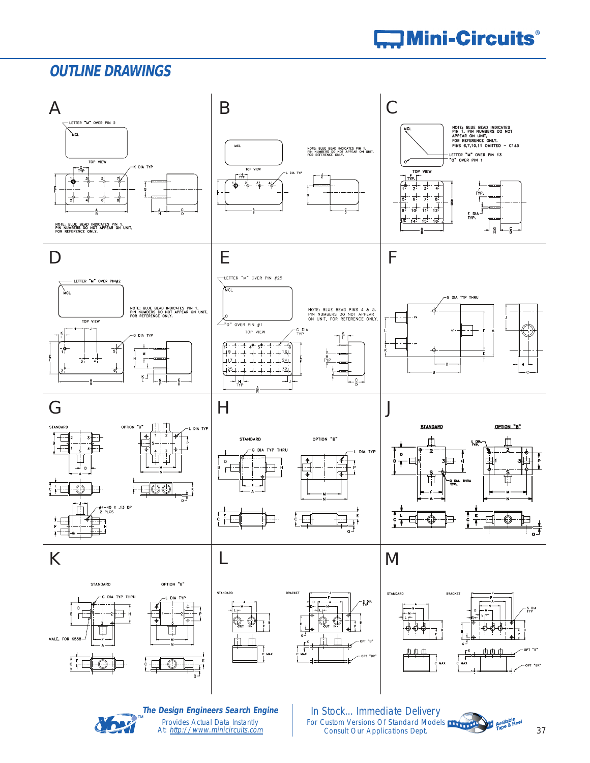# OUTLINE DRAWINGS

## A

LETTER "M" OVER PIN 2

MCL

TOP VIEW

NOTE: BLUE BEAD INDICATES PIN 1. PIN NUMBERS DO NOT APPEAR ON UNIT, FOR REFERENCE ONLY.

## B

MCL

TOP VIEW

NOTE: BLUE BEAD INDICATES PIN 1. PIN NUMBERS DO NOT APPEAR ON UNIT. FOR REFERENCE ONLY.

## C

MCL

NOTE: BLUE BEAD INDICATES PIN 1. PIN NUMBERS DO NOT APPEAR ON UNIT. FOR REFERENCE ONLY. PINS 6,7,10,11 OMITTED – C145

LETTER "M" OVER PIN 13

"O" OVER PIN 1

TOP VIEW

## D

LETTER "M" OVER PIN#2

MCL

NOTE: BLUE BEAD INDICATES PIN 1. PIN NUMBERS DO NOT APPEAR ON UNIT, FOR REFERENCE ONLY.

TOP VIEW

## E

LETTER "M" OVER PIN #25

MCL

"O" OVER PIN #1

TOP VIEW

NOTE: BLUE BEAD PINS 4 & 5. PIN NUMBERS DO NOT APPEAR ON UNIT. FOR REFERENCE ONLY.

## F

G DIA TYP THRU

## G

STANDARD

OPTION "B"

#4-40 X .13 DP 2 PLCS

## H

STANDARD

OPTION "B"

G DIA TYP THRU

## J

STANDARD

OPTION "B"

G DIA. THRU TYP.

## K

STANDARD

OPTION "B"

G DIA TYP THRU

MALE, FOR K55B

## L

STANDARD

BRACKET

OPT "B"

OPT "BR"

## M

STANDARD

BRACKET

OPT "B"

OPT "BR"

---

**The Design Engineers Search Engine**
Provides Actual Data Instantly
At: http://www.minicircuits.com

In Stock... Immediate Delivery
For Custom Versions Of Standard Models
Consult Our Applications Dept.

Available Tape & Reel